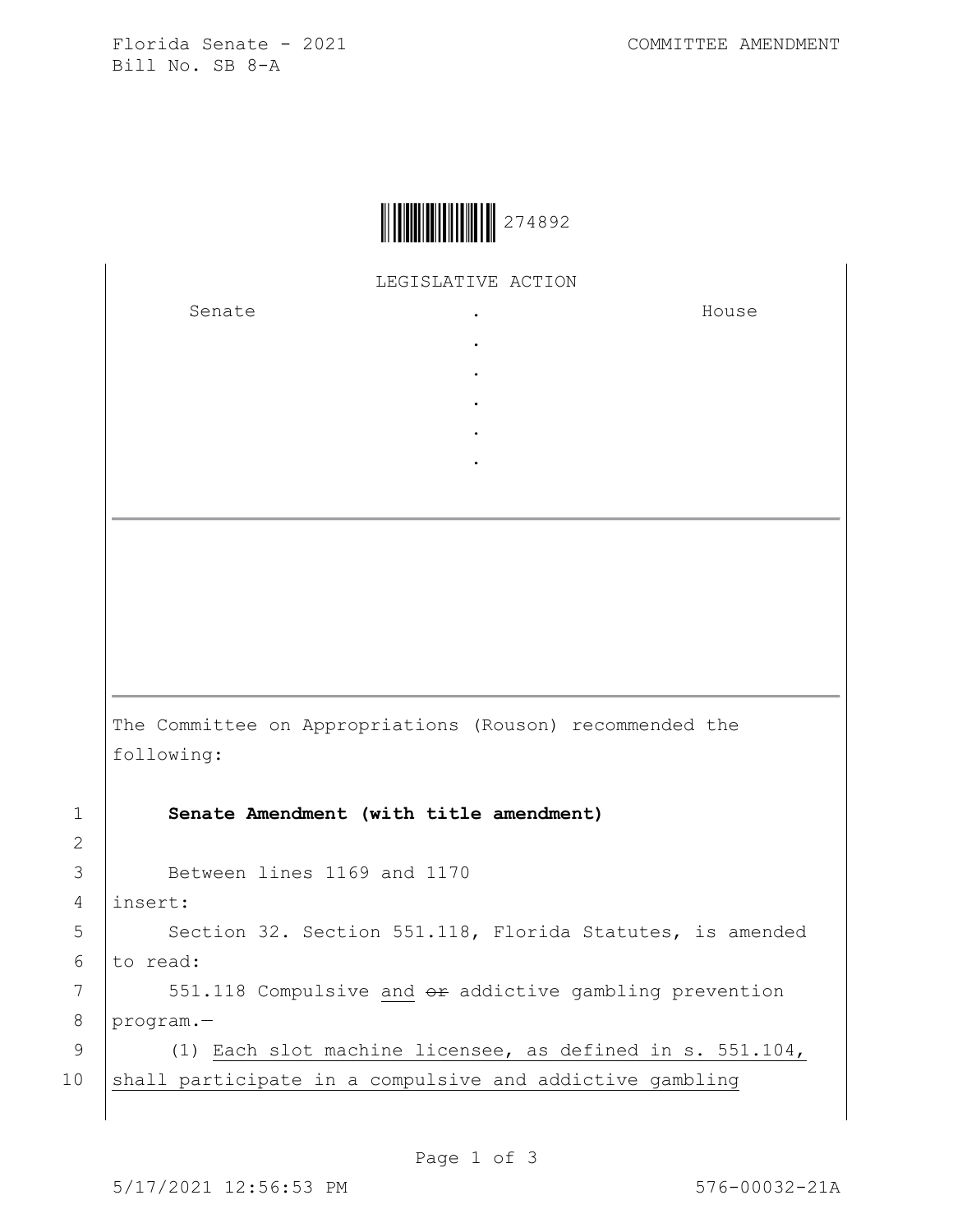Florida Senate - 2021 COMMITTEE AMENDMENT
Bill No. SB 8-A

274892

LEGISLATIVE ACTION

| Senate | . | House |
|---|---|---|
| | . | |
| | . | |
| | . | |
| | . | |
| | . | |

The Committee on Appropriations (Rouson) recommended the following:

1 **Senate Amendment (with title amendment)**

2

3 Between lines 1169 and 1170

4 insert:

5 Section 32. Section 551.118, Florida Statutes, is amended

6 to read:

7 551.118 Compulsive <u>and</u> ~~or~~ addictive gambling prevention

8 program.—

9 (1) <u>Each slot machine licensee, as defined in s. 551.104,</u>

10 <u>shall participate in a compulsive and addictive gambling</u>

5/17/2021 12:56:53 PM 576-00032-21A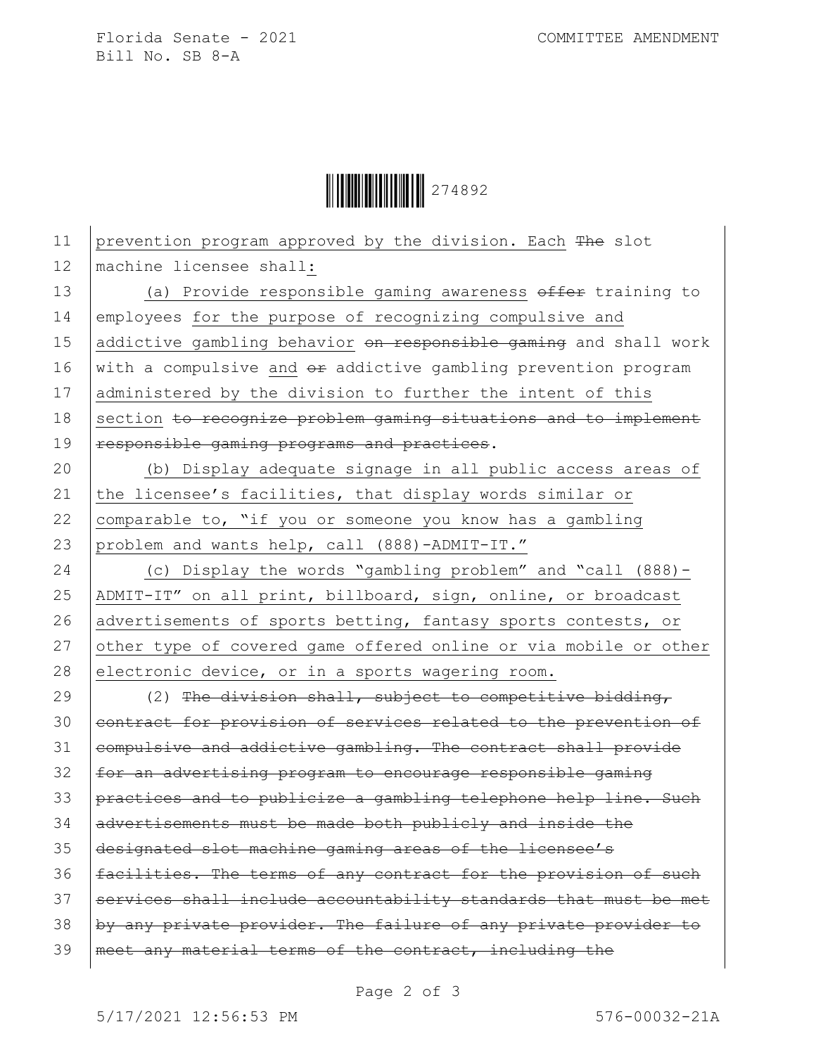prevention program approved by the division. Each ~~The~~ slot machine licensee shall:

(a) Provide responsible gaming awareness ~~offer~~ training to employees for the purpose of recognizing compulsive and addictive gambling behavior ~~on responsible gaming~~ and shall work with a compulsive and ~~or~~ addictive gambling prevention program administered by the division to further the intent of this section ~~to recognize problem gaming situations and to implement responsible gaming programs and practices~~.

(b) Display adequate signage in all public access areas of the licensee's facilities, that display words similar or comparable to, "if you or someone you know has a gambling problem and wants help, call (888)-ADMIT-IT."

(c) Display the words "gambling problem" and "call (888)-ADMIT-IT" on all print, billboard, sign, online, or broadcast advertisements of sports betting, fantasy sports contests, or other type of covered game offered online or via mobile or other electronic device, or in a sports wagering room.

(2) ~~The division shall, subject to competitive bidding, contract for provision of services related to the prevention of compulsive and addictive gambling. The contract shall provide for an advertising program to encourage responsible gaming practices and to publicize a gambling telephone help line. Such advertisements must be made both publicly and inside the designated slot machine gaming areas of the licensee's facilities. The terms of any contract for the provision of such services shall include accountability standards that must be met by any private provider. The failure of any private provider to meet any material terms of the contract, including the~~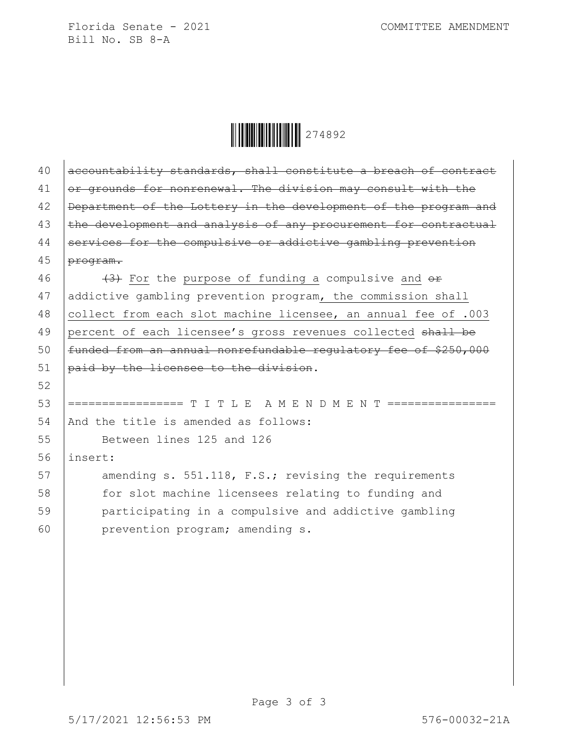accountability standards, shall constitute a breach of contract or grounds for nonrenewal. The division may consult with the Department of the Lottery in the development of the program and the development and analysis of any procurement for contractual services for the compulsive or addictive gambling prevention program.

(3) For the purpose of funding a compulsive and or addictive gambling prevention program, the commission shall collect from each slot machine licensee, an annual fee of .003 percent of each licensee's gross revenues collected shall be funded from an annual nonrefundable regulatory fee of $250,000 paid by the licensee to the division.

================= T I T L E A M E N D M E N T ================

And the title is amended as follows:

Between lines 125 and 126

insert:

amending s. 551.118, F.S.; revising the requirements for slot machine licensees relating to funding and participating in a compulsive and addictive gambling prevention program; amending s.